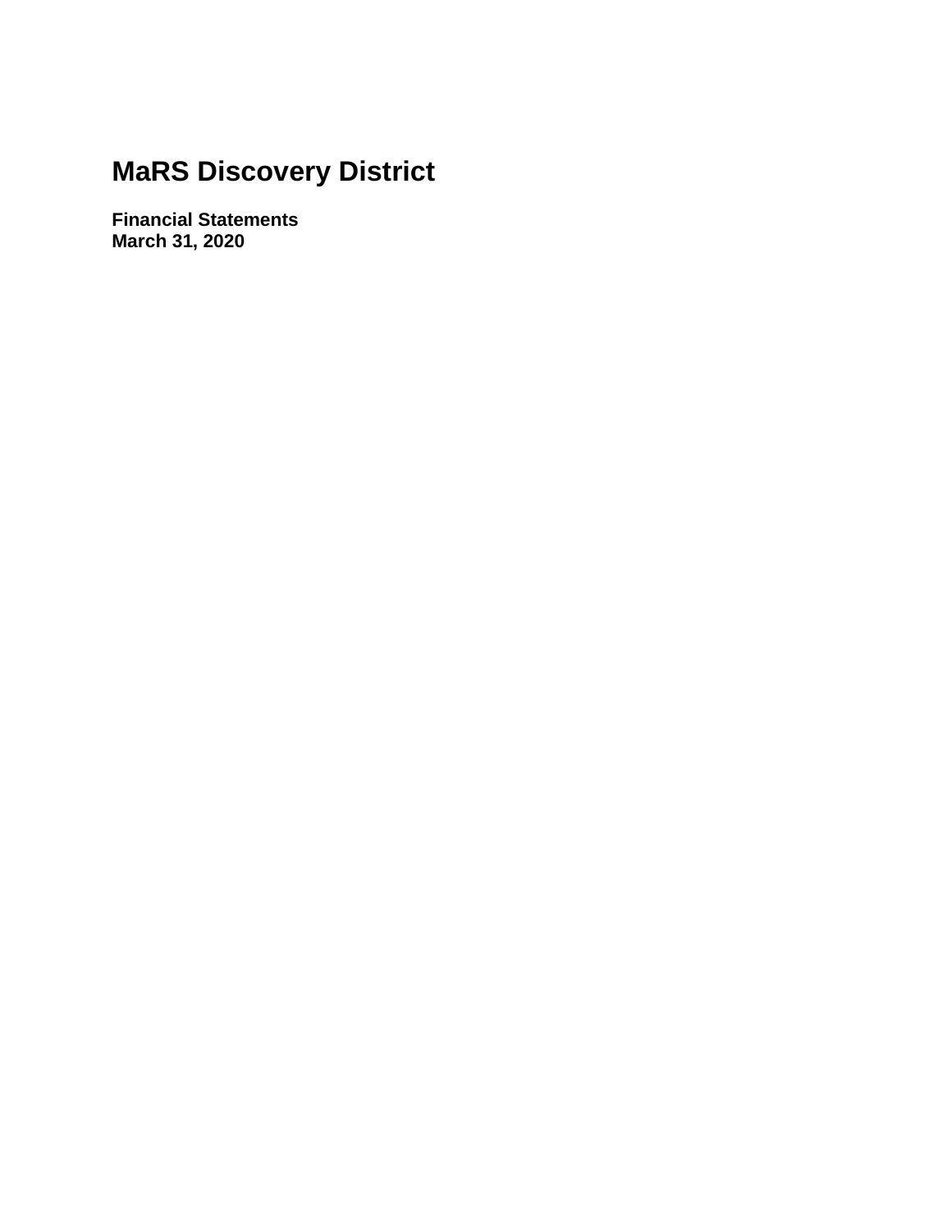# MaRS Discovery District

**Financial Statements**
**March 31, 2020**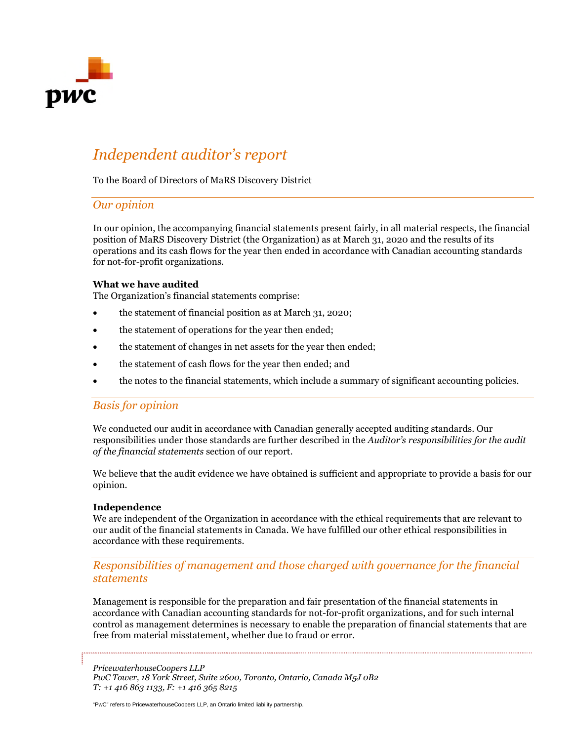# Independent auditor's report

To the Board of Directors of MaRS Discovery District

## *Our opinion*

In our opinion, the accompanying financial statements present fairly, in all material respects, the financial position of MaRS Discovery District (the Organization) as at March 31, 2020 and the results of its operations and its cash flows for the year then ended in accordance with Canadian accounting standards for not-for-profit organizations.

**What we have audited**
The Organization's financial statements comprise:

- the statement of financial position as at March 31, 2020;
- the statement of operations for the year then ended;
- the statement of changes in net assets for the year then ended;
- the statement of cash flows for the year then ended; and
- the notes to the financial statements, which include a summary of significant accounting policies.

## *Basis for opinion*

We conducted our audit in accordance with Canadian generally accepted auditing standards. Our responsibilities under those standards are further described in the *Auditor's responsibilities for the audit of the financial statements* section of our report.

We believe that the audit evidence we have obtained is sufficient and appropriate to provide a basis for our opinion.

**Independence**
We are independent of the Organization in accordance with the ethical requirements that are relevant to our audit of the financial statements in Canada. We have fulfilled our other ethical responsibilities in accordance with these requirements.

## *Responsibilities of management and those charged with governance for the financial statements*

Management is responsible for the preparation and fair presentation of the financial statements in accordance with Canadian accounting standards for not-for-profit organizations, and for such internal control as management determines is necessary to enable the preparation of financial statements that are free from material misstatement, whether due to fraud or error.

*PricewaterhouseCoopers LLP*
*PwC Tower, 18 York Street, Suite 2600, Toronto, Ontario, Canada M5J 0B2*
*T: +1 416 863 1133, F: +1 416 365 8215*

"PwC" refers to PricewaterhouseCoopers LLP, an Ontario limited liability partnership.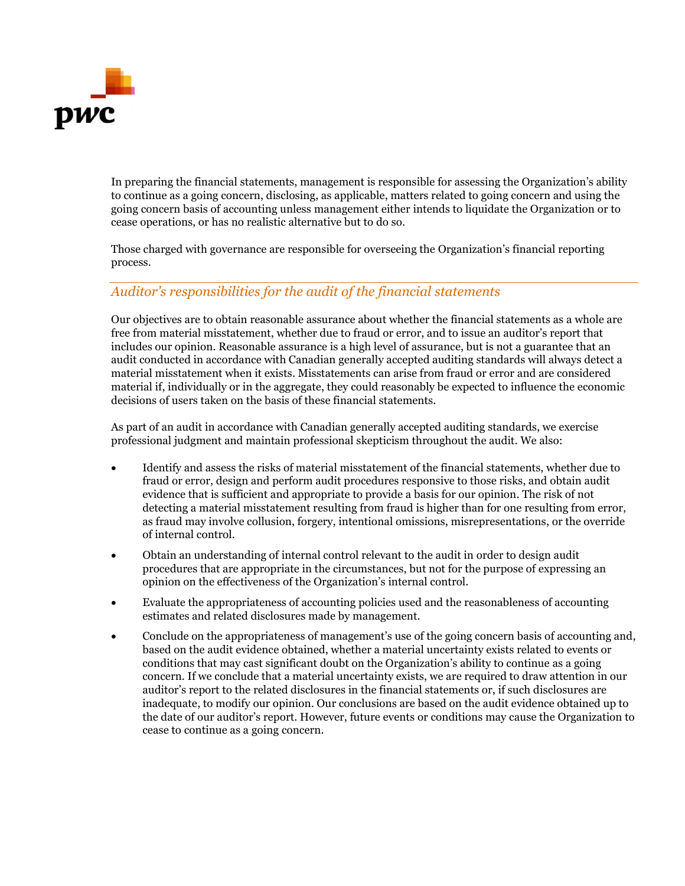In preparing the financial statements, management is responsible for assessing the Organization's ability to continue as a going concern, disclosing, as applicable, matters related to going concern and using the going concern basis of accounting unless management either intends to liquidate the Organization or to cease operations, or has no realistic alternative but to do so.

Those charged with governance are responsible for overseeing the Organization's financial reporting process.

## *Auditor's responsibilities for the audit of the financial statements*

Our objectives are to obtain reasonable assurance about whether the financial statements as a whole are free from material misstatement, whether due to fraud or error, and to issue an auditor's report that includes our opinion. Reasonable assurance is a high level of assurance, but is not a guarantee that an audit conducted in accordance with Canadian generally accepted auditing standards will always detect a material misstatement when it exists. Misstatements can arise from fraud or error and are considered material if, individually or in the aggregate, they could reasonably be expected to influence the economic decisions of users taken on the basis of these financial statements.

As part of an audit in accordance with Canadian generally accepted auditing standards, we exercise professional judgment and maintain professional skepticism throughout the audit. We also:

- Identify and assess the risks of material misstatement of the financial statements, whether due to fraud or error, design and perform audit procedures responsive to those risks, and obtain audit evidence that is sufficient and appropriate to provide a basis for our opinion. The risk of not detecting a material misstatement resulting from fraud is higher than for one resulting from error, as fraud may involve collusion, forgery, intentional omissions, misrepresentations, or the override of internal control.
- Obtain an understanding of internal control relevant to the audit in order to design audit procedures that are appropriate in the circumstances, but not for the purpose of expressing an opinion on the effectiveness of the Organization's internal control.
- Evaluate the appropriateness of accounting policies used and the reasonableness of accounting estimates and related disclosures made by management.
- Conclude on the appropriateness of management's use of the going concern basis of accounting and, based on the audit evidence obtained, whether a material uncertainty exists related to events or conditions that may cast significant doubt on the Organization's ability to continue as a going concern. If we conclude that a material uncertainty exists, we are required to draw attention in our auditor's report to the related disclosures in the financial statements or, if such disclosures are inadequate, to modify our opinion. Our conclusions are based on the audit evidence obtained up to the date of our auditor's report. However, future events or conditions may cause the Organization to cease to continue as a going concern.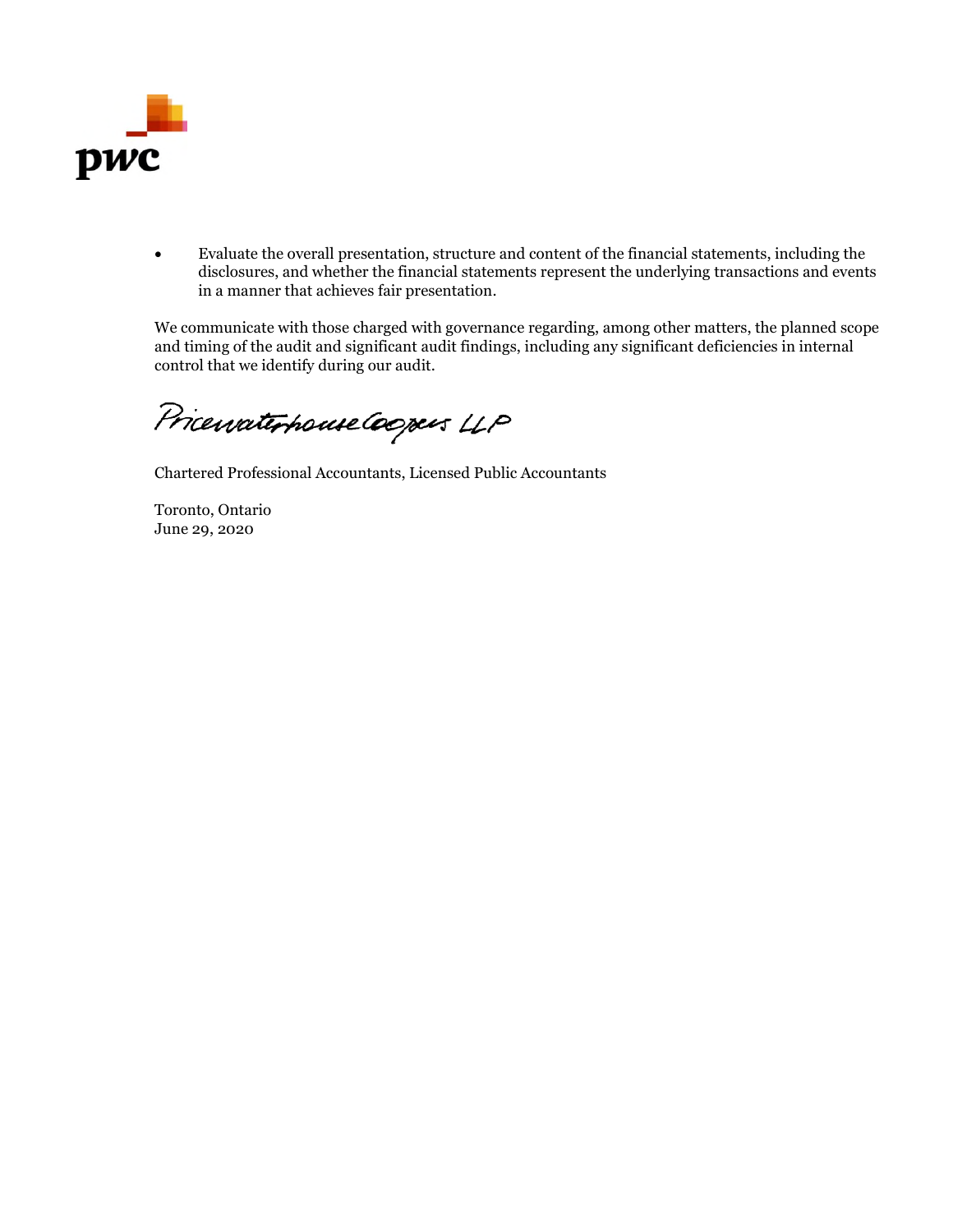- Evaluate the overall presentation, structure and content of the financial statements, including the disclosures, and whether the financial statements represent the underlying transactions and events in a manner that achieves fair presentation.

We communicate with those charged with governance regarding, among other matters, the planned scope and timing of the audit and significant audit findings, including any significant deficiencies in internal control that we identify during our audit.

PricewaterhouseCoopers LLP

Chartered Professional Accountants, Licensed Public Accountants

Toronto, Ontario
June 29, 2020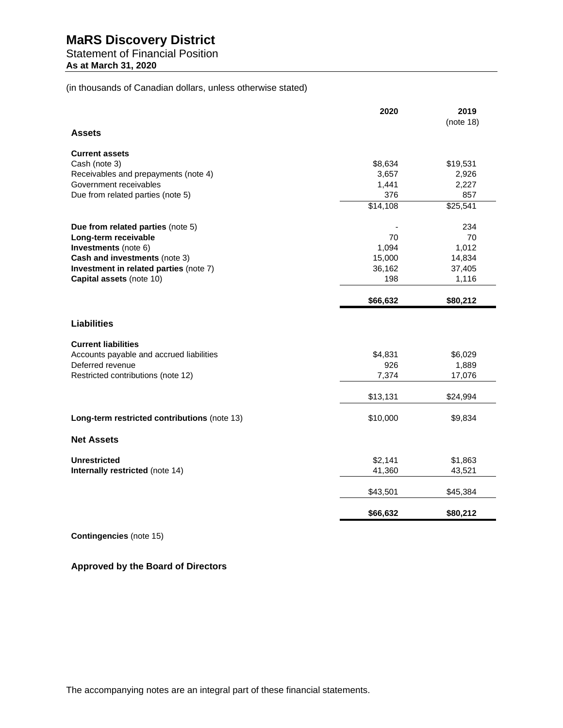# MaRS Discovery District

## Statement of Financial Position

**As at March 31, 2020**

(in thousands of Canadian dollars, unless otherwise stated)

| | 2020 | 2019 (note 18) |
|---|---|---|
| **Assets** | | |
| **Current assets** | | |
| Cash (note 3) | $8,634 | $19,531 |
| Receivables and prepayments (note 4) | 3,657 | 2,926 |
| Government receivables | 1,441 | 2,227 |
| Due from related parties (note 5) | 376 | 857 |
| | $14,108 | $25,541 |
| **Due from related parties** (note 5) | - | 234 |
| **Long-term receivable** | 70 | 70 |
| **Investments** (note 6) | 1,094 | 1,012 |
| **Cash and investments** (note 3) | 15,000 | 14,834 |
| **Investment in related parties** (note 7) | 36,162 | 37,405 |
| **Capital assets** (note 10) | 198 | 1,116 |
| | **$66,632** | **$80,212** |
| **Liabilities** | | |
| **Current liabilities** | | |
| Accounts payable and accrued liabilities | $4,831 | $6,029 |
| Deferred revenue | 926 | 1,889 |
| Restricted contributions (note 12) | 7,374 | 17,076 |
| | $13,131 | $24,994 |
| **Long-term restricted contributions** (note 13) | $10,000 | $9,834 |
| **Net Assets** | | |
| **Unrestricted** | $2,141 | $1,863 |
| **Internally restricted** (note 14) | 41,360 | 43,521 |
| | $43,501 | $45,384 |
| | **$66,632** | **$80,212** |

**Contingencies** (note 15)

**Approved by the Board of Directors**

The accompanying notes are an integral part of these financial statements.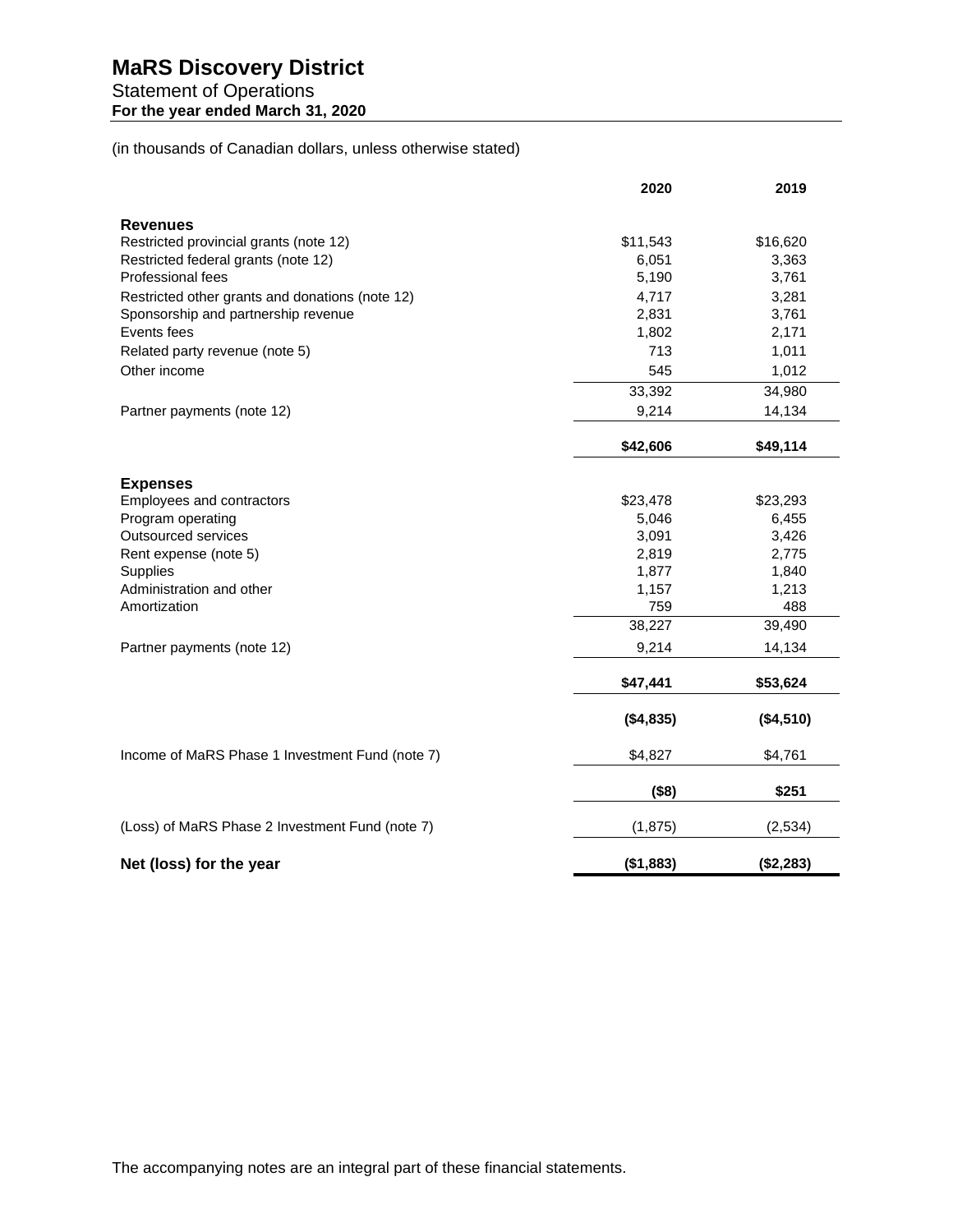# MaRS Discovery District

Statement of Operations

**For the year ended March 31, 2020**

(in thousands of Canadian dollars, unless otherwise stated)

| | 2020 | 2019 |
|---|---|---|
| **Revenues** | | |
| Restricted provincial grants (note 12) | $11,543 | $16,620 |
| Restricted federal grants (note 12) | 6,051 | 3,363 |
| Professional fees | 5,190 | 3,761 |
| Restricted other grants and donations (note 12) | 4,717 | 3,281 |
| Sponsorship and partnership revenue | 2,831 | 3,761 |
| Events fees | 1,802 | 2,171 |
| Related party revenue (note 5) | 713 | 1,011 |
| Other income | 545 | 1,012 |
| | 33,392 | 34,980 |
| Partner payments (note 12) | 9,214 | 14,134 |
| | **$42,606** | **$49,114** |
| **Expenses** | | |
| Employees and contractors | $23,478 | $23,293 |
| Program operating | 5,046 | 6,455 |
| Outsourced services | 3,091 | 3,426 |
| Rent expense (note 5) | 2,819 | 2,775 |
| Supplies | 1,877 | 1,840 |
| Administration and other | 1,157 | 1,213 |
| Amortization | 759 | 488 |
| | 38,227 | 39,490 |
| Partner payments (note 12) | 9,214 | 14,134 |
| | **$47,441** | **$53,624** |
| | **($4,835)** | **($4,510)** |
| Income of MaRS Phase 1 Investment Fund (note 7) | $4,827 | $4,761 |
| | **($8)** | **$251** |
| (Loss) of MaRS Phase 2 Investment Fund (note 7) | (1,875) | (2,534) |
| **Net (loss) for the year** | **($1,883)** | **($2,283)** |

The accompanying notes are an integral part of these financial statements.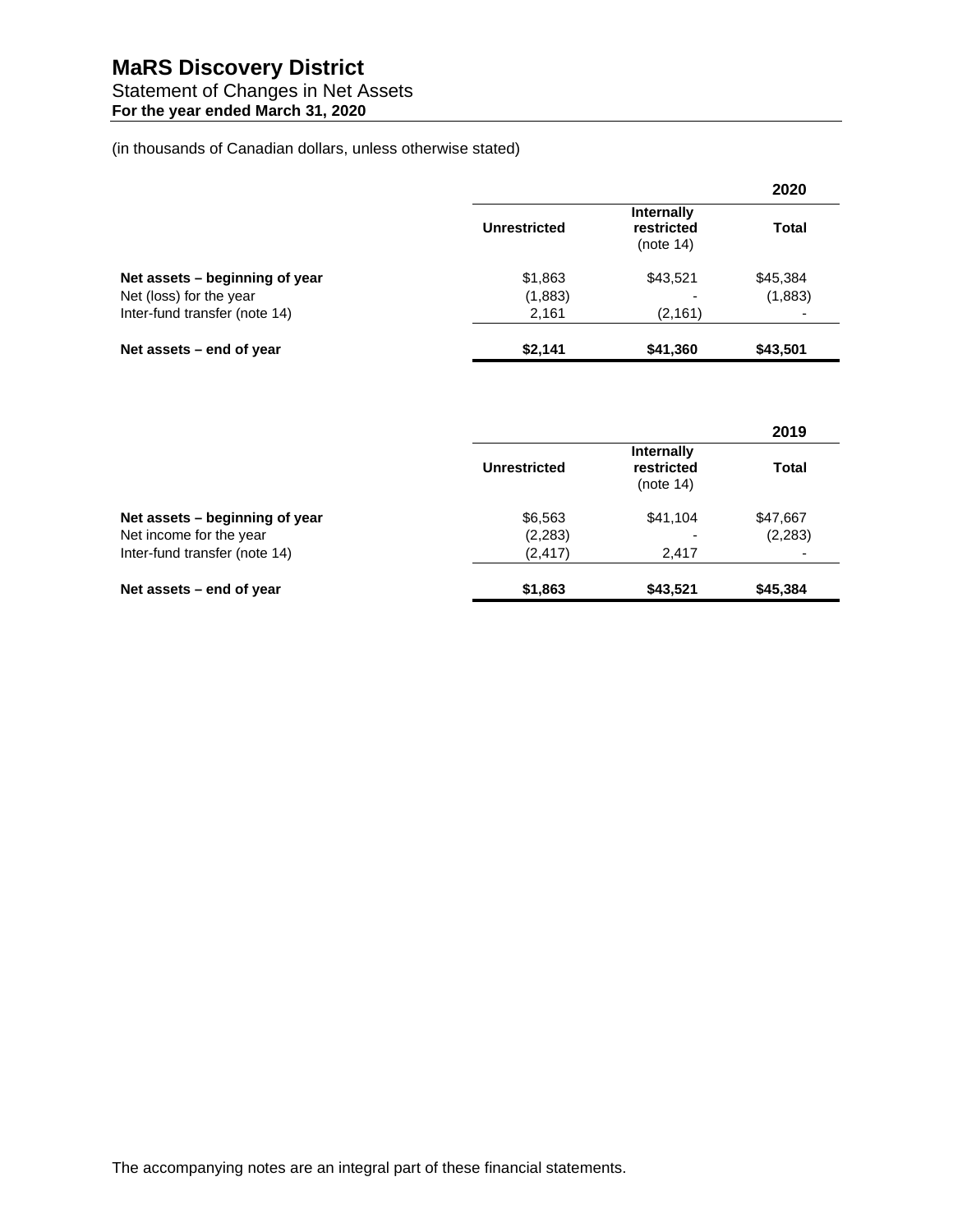# MaRS Discovery District

Statement of Changes in Net Assets

**For the year ended March 31, 2020**

(in thousands of Canadian dollars, unless otherwise stated)

| | | | **2020** |
|---|---|---|---|
| | **Unrestricted** | **Internally restricted** (note 14) | **Total** |
| **Net assets – beginning of year** | $1,863 | $43,521 | $45,384 |
| Net (loss) for the year | (1,883) | - | (1,883) |
| Inter-fund transfer (note 14) | 2,161 | (2,161) | - |
| **Net assets – end of year** | **$2,141** | **$41,360** | **$43,501** |

| | | | **2019** |
|---|---|---|---|
| | **Unrestricted** | **Internally restricted** (note 14) | **Total** |
| **Net assets – beginning of year** | $6,563 | $41,104 | $47,667 |
| Net income for the year | (2,283) | - | (2,283) |
| Inter-fund transfer (note 14) | (2,417) | 2,417 | - |
| **Net assets – end of year** | **$1,863** | **$43,521** | **$45,384** |

The accompanying notes are an integral part of these financial statements.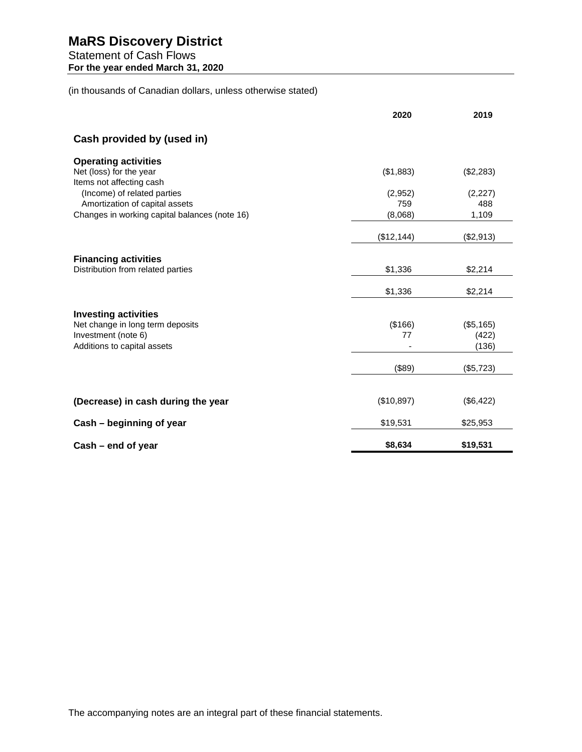# MaRS Discovery District

Statement of Cash Flows

**For the year ended March 31, 2020**

(in thousands of Canadian dollars, unless otherwise stated)

| | 2020 | 2019 |
|---|---|---|
| **Cash provided by (used in)** | | |
| **Operating activities** | | |
| Net (loss) for the year | ($1,883) | ($2,283) |
| Items not affecting cash | | |
| (Income) of related parties | (2,952) | (2,227) |
| Amortization of capital assets | 759 | 488 |
| Changes in working capital balances (note 16) | (8,068) | 1,109 |
| | ($12,144) | ($2,913) |
| **Financing activities** | | |
| Distribution from related parties | $1,336 | $2,214 |
| | $1,336 | $2,214 |
| **Investing activities** | | |
| Net change in long term deposits | ($166) | ($5,165) |
| Investment (note 6) | 77 | (422) |
| Additions to capital assets | - | (136) |
| | ($89) | ($5,723) |
| **(Decrease) in cash during the year** | ($10,897) | ($6,422) |
| **Cash – beginning of year** | $19,531 | $25,953 |
| **Cash – end of year** | **$8,634** | **$19,531** |

The accompanying notes are an integral part of these financial statements.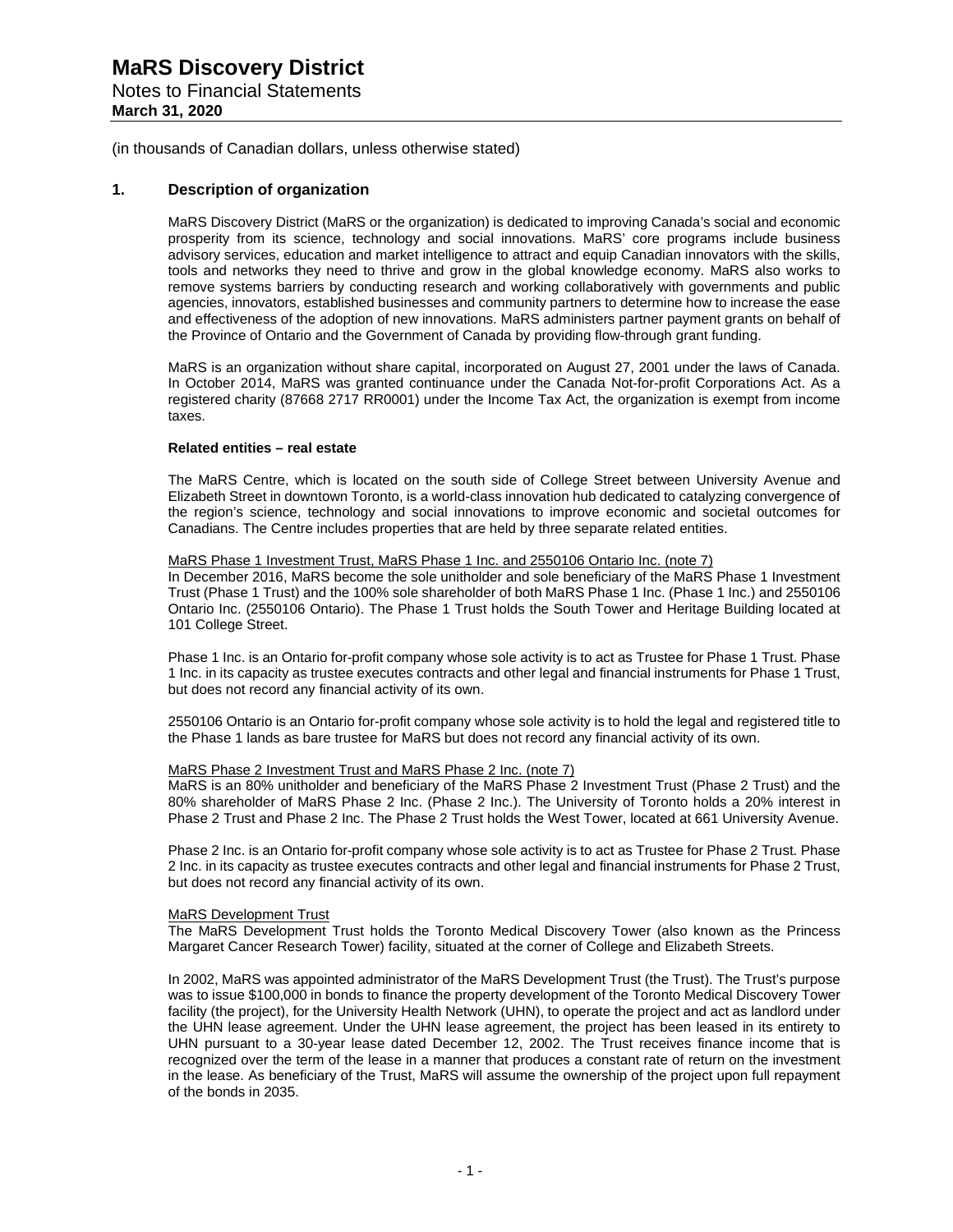(in thousands of Canadian dollars, unless otherwise stated)

## 1. Description of organization

MaRS Discovery District (MaRS or the organization) is dedicated to improving Canada's social and economic prosperity from its science, technology and social innovations. MaRS' core programs include business advisory services, education and market intelligence to attract and equip Canadian innovators with the skills, tools and networks they need to thrive and grow in the global knowledge economy. MaRS also works to remove systems barriers by conducting research and working collaboratively with governments and public agencies, innovators, established businesses and community partners to determine how to increase the ease and effectiveness of the adoption of new innovations. MaRS administers partner payment grants on behalf of the Province of Ontario and the Government of Canada by providing flow-through grant funding.

MaRS is an organization without share capital, incorporated on August 27, 2001 under the laws of Canada. In October 2014, MaRS was granted continuance under the Canada Not-for-profit Corporations Act. As a registered charity (87668 2717 RR0001) under the Income Tax Act, the organization is exempt from income taxes.

**Related entities – real estate**

The MaRS Centre, which is located on the south side of College Street between University Avenue and Elizabeth Street in downtown Toronto, is a world-class innovation hub dedicated to catalyzing convergence of the region's science, technology and social innovations to improve economic and societal outcomes for Canadians. The Centre includes properties that are held by three separate related entities.

<u>MaRS Phase 1 Investment Trust, MaRS Phase 1 Inc. and 2550106 Ontario Inc. (note 7)</u>

In December 2016, MaRS become the sole unitholder and sole beneficiary of the MaRS Phase 1 Investment Trust (Phase 1 Trust) and the 100% sole shareholder of both MaRS Phase 1 Inc. (Phase 1 Inc.) and 2550106 Ontario Inc. (2550106 Ontario). The Phase 1 Trust holds the South Tower and Heritage Building located at 101 College Street.

Phase 1 Inc. is an Ontario for-profit company whose sole activity is to act as Trustee for Phase 1 Trust. Phase 1 Inc. in its capacity as trustee executes contracts and other legal and financial instruments for Phase 1 Trust, but does not record any financial activity of its own.

2550106 Ontario is an Ontario for-profit company whose sole activity is to hold the legal and registered title to the Phase 1 lands as bare trustee for MaRS but does not record any financial activity of its own.

<u>MaRS Phase 2 Investment Trust and MaRS Phase 2 Inc. (note 7)</u>

MaRS is an 80% unitholder and beneficiary of the MaRS Phase 2 Investment Trust (Phase 2 Trust) and the 80% shareholder of MaRS Phase 2 Inc. (Phase 2 Inc.). The University of Toronto holds a 20% interest in Phase 2 Trust and Phase 2 Inc. The Phase 2 Trust holds the West Tower, located at 661 University Avenue.

Phase 2 Inc. is an Ontario for-profit company whose sole activity is to act as Trustee for Phase 2 Trust. Phase 2 Inc. in its capacity as trustee executes contracts and other legal and financial instruments for Phase 2 Trust, but does not record any financial activity of its own.

<u>MaRS Development Trust</u>

The MaRS Development Trust holds the Toronto Medical Discovery Tower (also known as the Princess Margaret Cancer Research Tower) facility, situated at the corner of College and Elizabeth Streets.

In 2002, MaRS was appointed administrator of the MaRS Development Trust (the Trust). The Trust's purpose was to issue $100,000 in bonds to finance the property development of the Toronto Medical Discovery Tower facility (the project), for the University Health Network (UHN), to operate the project and act as landlord under the UHN lease agreement. Under the UHN lease agreement, the project has been leased in its entirety to UHN pursuant to a 30-year lease dated December 12, 2002. The Trust receives finance income that is recognized over the term of the lease in a manner that produces a constant rate of return on the investment in the lease. As beneficiary of the Trust, MaRS will assume the ownership of the project upon full repayment of the bonds in 2035.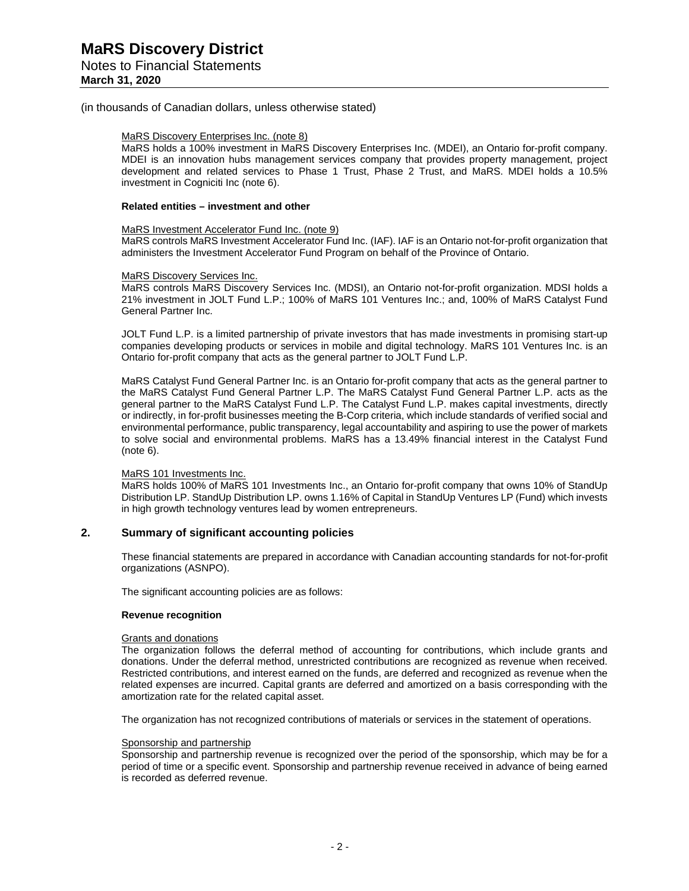(in thousands of Canadian dollars, unless otherwise stated)

MaRS Discovery Enterprises Inc. (note 8)

MaRS holds a 100% investment in MaRS Discovery Enterprises Inc. (MDEI), an Ontario for-profit company. MDEI is an innovation hubs management services company that provides property management, project development and related services to Phase 1 Trust, Phase 2 Trust, and MaRS. MDEI holds a 10.5% investment in Cogniciti Inc (note 6).

**Related entities – investment and other**

MaRS Investment Accelerator Fund Inc. (note 9)

MaRS controls MaRS Investment Accelerator Fund Inc. (IAF). IAF is an Ontario not-for-profit organization that administers the Investment Accelerator Fund Program on behalf of the Province of Ontario.

MaRS Discovery Services Inc.

MaRS controls MaRS Discovery Services Inc. (MDSI), an Ontario not-for-profit organization. MDSI holds a 21% investment in JOLT Fund L.P.; 100% of MaRS 101 Ventures Inc.; and, 100% of MaRS Catalyst Fund General Partner Inc.

JOLT Fund L.P. is a limited partnership of private investors that has made investments in promising start-up companies developing products or services in mobile and digital technology. MaRS 101 Ventures Inc. is an Ontario for-profit company that acts as the general partner to JOLT Fund L.P.

MaRS Catalyst Fund General Partner Inc. is an Ontario for-profit company that acts as the general partner to the MaRS Catalyst Fund General Partner L.P. The MaRS Catalyst Fund General Partner L.P. acts as the general partner to the MaRS Catalyst Fund L.P. The Catalyst Fund L.P. makes capital investments, directly or indirectly, in for-profit businesses meeting the B-Corp criteria, which include standards of verified social and environmental performance, public transparency, legal accountability and aspiring to use the power of markets to solve social and environmental problems. MaRS has a 13.49% financial interest in the Catalyst Fund (note 6).

MaRS 101 Investments Inc.

MaRS holds 100% of MaRS 101 Investments Inc., an Ontario for-profit company that owns 10% of StandUp Distribution LP. StandUp Distribution LP. owns 1.16% of Capital in StandUp Ventures LP (Fund) which invests in high growth technology ventures lead by women entrepreneurs.

## 2. Summary of significant accounting policies

These financial statements are prepared in accordance with Canadian accounting standards for not-for-profit organizations (ASNPO).

The significant accounting policies are as follows:

**Revenue recognition**

Grants and donations

The organization follows the deferral method of accounting for contributions, which include grants and donations. Under the deferral method, unrestricted contributions are recognized as revenue when received. Restricted contributions, and interest earned on the funds, are deferred and recognized as revenue when the related expenses are incurred. Capital grants are deferred and amortized on a basis corresponding with the amortization rate for the related capital asset.

The organization has not recognized contributions of materials or services in the statement of operations.

Sponsorship and partnership

Sponsorship and partnership revenue is recognized over the period of the sponsorship, which may be for a period of time or a specific event. Sponsorship and partnership revenue received in advance of being earned is recorded as deferred revenue.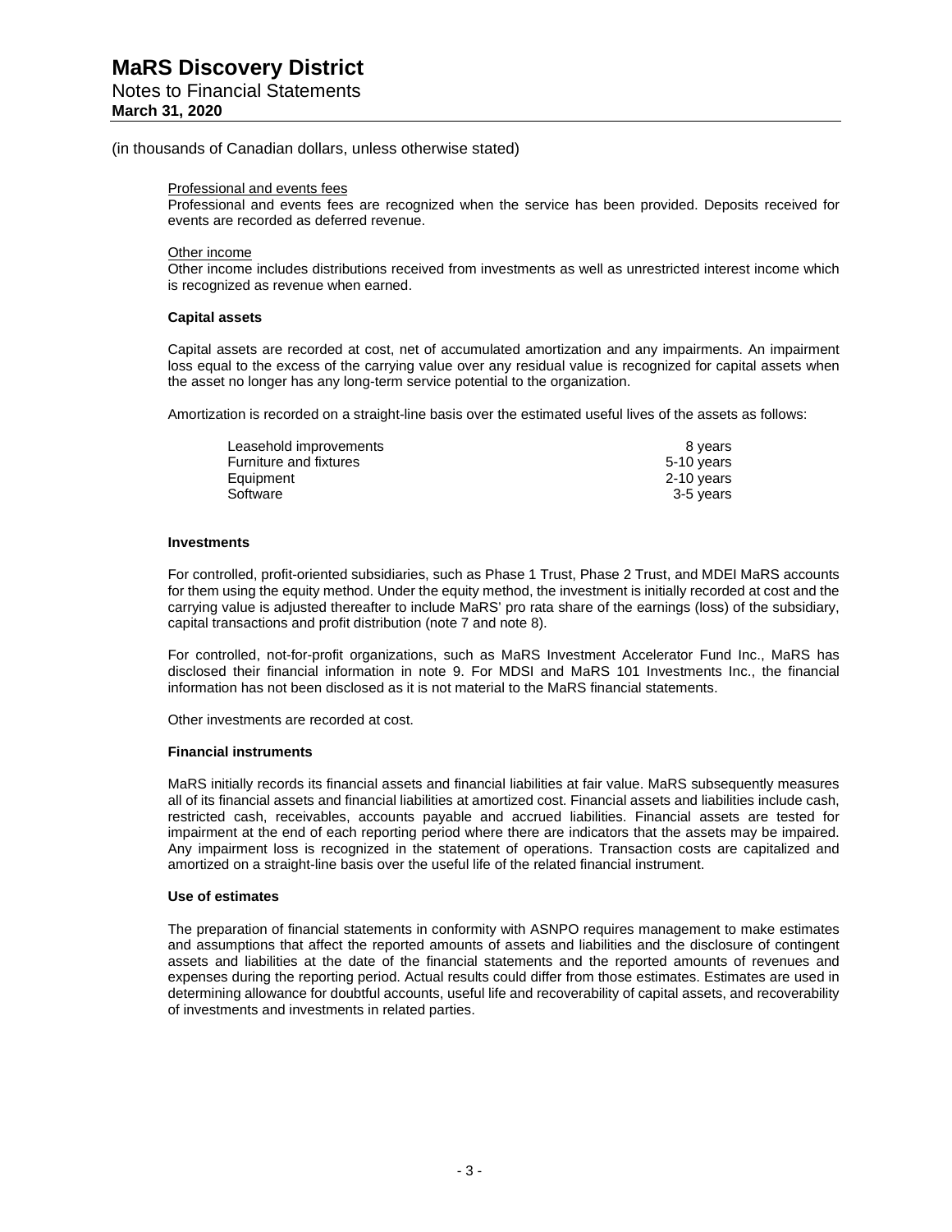(in thousands of Canadian dollars, unless otherwise stated)

Professional and events fees

Professional and events fees are recognized when the service has been provided. Deposits received for events are recorded as deferred revenue.

Other income

Other income includes distributions received from investments as well as unrestricted interest income which is recognized as revenue when earned.

**Capital assets**

Capital assets are recorded at cost, net of accumulated amortization and any impairments. An impairment loss equal to the excess of the carrying value over any residual value is recognized for capital assets when the asset no longer has any long-term service potential to the organization.

Amortization is recorded on a straight-line basis over the estimated useful lives of the assets as follows:

| | |
|---|---|
| Leasehold improvements | 8 years |
| Furniture and fixtures | 5-10 years |
| Equipment | 2-10 years |
| Software | 3-5 years |

**Investments**

For controlled, profit-oriented subsidiaries, such as Phase 1 Trust, Phase 2 Trust, and MDEI MaRS accounts for them using the equity method. Under the equity method, the investment is initially recorded at cost and the carrying value is adjusted thereafter to include MaRS' pro rata share of the earnings (loss) of the subsidiary, capital transactions and profit distribution (note 7 and note 8).

For controlled, not-for-profit organizations, such as MaRS Investment Accelerator Fund Inc., MaRS has disclosed their financial information in note 9. For MDSI and MaRS 101 Investments Inc., the financial information has not been disclosed as it is not material to the MaRS financial statements.

Other investments are recorded at cost.

**Financial instruments**

MaRS initially records its financial assets and financial liabilities at fair value. MaRS subsequently measures all of its financial assets and financial liabilities at amortized cost. Financial assets and liabilities include cash, restricted cash, receivables, accounts payable and accrued liabilities. Financial assets are tested for impairment at the end of each reporting period where there are indicators that the assets may be impaired. Any impairment loss is recognized in the statement of operations. Transaction costs are capitalized and amortized on a straight-line basis over the useful life of the related financial instrument.

**Use of estimates**

The preparation of financial statements in conformity with ASNPO requires management to make estimates and assumptions that affect the reported amounts of assets and liabilities and the disclosure of contingent assets and liabilities at the date of the financial statements and the reported amounts of revenues and expenses during the reporting period. Actual results could differ from those estimates. Estimates are used in determining allowance for doubtful accounts, useful life and recoverability of capital assets, and recoverability of investments and investments in related parties.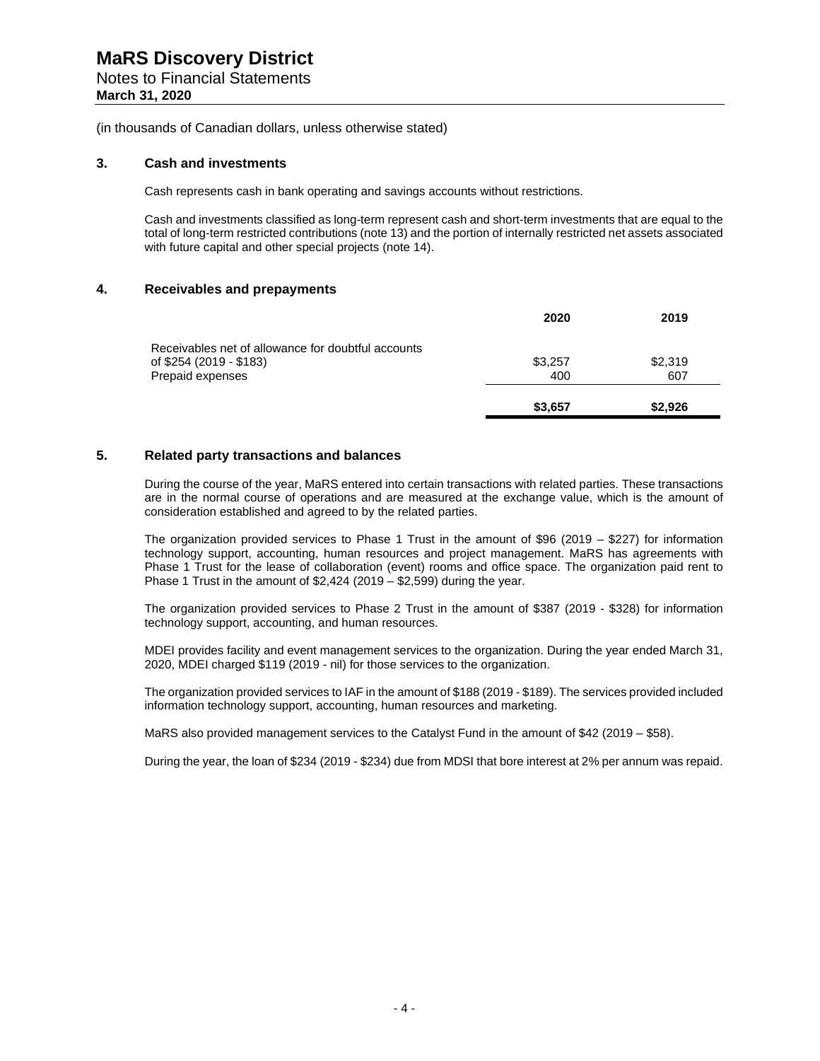# MaRS Discovery District
Notes to Financial Statements
**March 31, 2020**

(in thousands of Canadian dollars, unless otherwise stated)

## 3. Cash and investments

Cash represents cash in bank operating and savings accounts without restrictions.

Cash and investments classified as long-term represent cash and short-term investments that are equal to the total of long-term restricted contributions (note 13) and the portion of internally restricted net assets associated with future capital and other special projects (note 14).

## 4. Receivables and prepayments

| | 2020 | 2019 |
|---|---|---|
| Receivables net of allowance for doubtful accounts of $254 (2019 - $183) | $3,257 | $2,319 |
| Prepaid expenses | 400 | 607 |
| | **$3,657** | **$2,926** |

## 5. Related party transactions and balances

During the course of the year, MaRS entered into certain transactions with related parties. These transactions are in the normal course of operations and are measured at the exchange value, which is the amount of consideration established and agreed to by the related parties.

The organization provided services to Phase 1 Trust in the amount of $96 (2019 – $227) for information technology support, accounting, human resources and project management. MaRS has agreements with Phase 1 Trust for the lease of collaboration (event) rooms and office space. The organization paid rent to Phase 1 Trust in the amount of $2,424 (2019 – $2,599) during the year.

The organization provided services to Phase 2 Trust in the amount of $387 (2019 - $328) for information technology support, accounting, and human resources.

MDEI provides facility and event management services to the organization. During the year ended March 31, 2020, MDEI charged $119 (2019 - nil) for those services to the organization.

The organization provided services to IAF in the amount of $188 (2019 - $189). The services provided included information technology support, accounting, human resources and marketing.

MaRS also provided management services to the Catalyst Fund in the amount of $42 (2019 – $58).

During the year, the loan of $234 (2019 - $234) due from MDSI that bore interest at 2% per annum was repaid.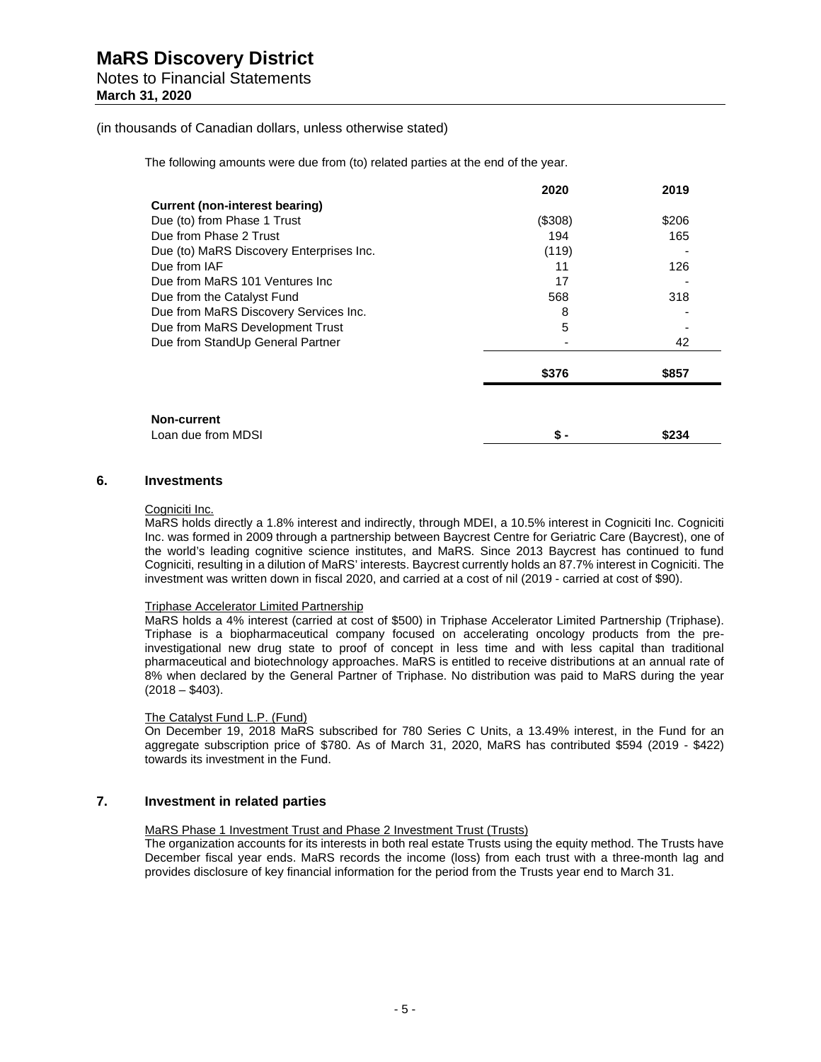(in thousands of Canadian dollars, unless otherwise stated)

The following amounts were due from (to) related parties at the end of the year.

| | 2020 | 2019 |
|---|---|---|
| **Current (non-interest bearing)** | | |
| Due (to) from Phase 1 Trust | ($308) | $206 |
| Due from Phase 2 Trust | 194 | 165 |
| Due (to) MaRS Discovery Enterprises Inc. | (119) | - |
| Due from IAF | 11 | 126 |
| Due from MaRS 101 Ventures Inc | 17 | - |
| Due from the Catalyst Fund | 568 | 318 |
| Due from MaRS Discovery Services Inc. | 8 | - |
| Due from MaRS Development Trust | 5 | - |
| Due from StandUp General Partner | - | 42 |
| | **$376** | **$857** |
| **Non-current** | | |
| Loan due from MDSI | **$ -** | **$234** |

## 6. Investments

Cogniciti Inc.

MaRS holds directly a 1.8% interest and indirectly, through MDEI, a 10.5% interest in Cogniciti Inc. Cogniciti Inc. was formed in 2009 through a partnership between Baycrest Centre for Geriatric Care (Baycrest), one of the world's leading cognitive science institutes, and MaRS. Since 2013 Baycrest has continued to fund Cogniciti, resulting in a dilution of MaRS' interests. Baycrest currently holds an 87.7% interest in Cogniciti. The investment was written down in fiscal 2020, and carried at a cost of nil (2019 - carried at cost of $90).

Triphase Accelerator Limited Partnership

MaRS holds a 4% interest (carried at cost of $500) in Triphase Accelerator Limited Partnership (Triphase). Triphase is a biopharmaceutical company focused on accelerating oncology products from the pre-investigational new drug state to proof of concept in less time and with less capital than traditional pharmaceutical and biotechnology approaches. MaRS is entitled to receive distributions at an annual rate of 8% when declared by the General Partner of Triphase. No distribution was paid to MaRS during the year (2018 – $403).

The Catalyst Fund L.P. (Fund)

On December 19, 2018 MaRS subscribed for 780 Series C Units, a 13.49% interest, in the Fund for an aggregate subscription price of $780. As of March 31, 2020, MaRS has contributed $594 (2019 - $422) towards its investment in the Fund.

## 7. Investment in related parties

MaRS Phase 1 Investment Trust and Phase 2 Investment Trust (Trusts)

The organization accounts for its interests in both real estate Trusts using the equity method. The Trusts have December fiscal year ends. MaRS records the income (loss) from each trust with a three-month lag and provides disclosure of key financial information for the period from the Trusts year end to March 31.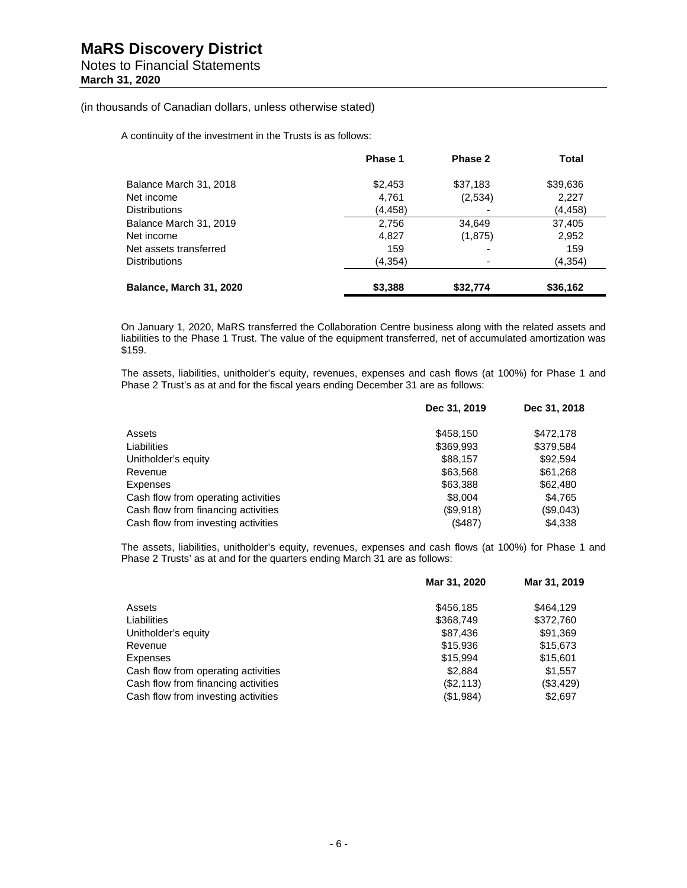# MaRS Discovery District
Notes to Financial Statements
**March 31, 2020**

(in thousands of Canadian dollars, unless otherwise stated)

A continuity of the investment in the Trusts is as follows:

| | Phase 1 | Phase 2 | Total |
|---|---|---|---|
| Balance March 31, 2018 | $2,453 | $37,183 | $39,636 |
| Net income | 4,761 | (2,534) | 2,227 |
| Distributions | (4,458) | - | (4,458) |
| Balance March 31, 2019 | 2,756 | 34,649 | 37,405 |
| Net income | 4,827 | (1,875) | 2,952 |
| Net assets transferred | 159 | - | 159 |
| Distributions | (4,354) | - | (4,354) |
| **Balance, March 31, 2020** | **$3,388** | **$32,774** | **$36,162** |

On January 1, 2020, MaRS transferred the Collaboration Centre business along with the related assets and liabilities to the Phase 1 Trust. The value of the equipment transferred, net of accumulated amortization was $159.

The assets, liabilities, unitholder's equity, revenues, expenses and cash flows (at 100%) for Phase 1 and Phase 2 Trust's as at and for the fiscal years ending December 31 are as follows:

| | Dec 31, 2019 | Dec 31, 2018 |
|---|---|---|
| Assets | $458,150 | $472,178 |
| Liabilities | $369,993 | $379,584 |
| Unitholder's equity | $88,157 | $92,594 |
| Revenue | $63,568 | $61,268 |
| Expenses | $63,388 | $62,480 |
| Cash flow from operating activities | $8,004 | $4,765 |
| Cash flow from financing activities | ($9,918) | ($9,043) |
| Cash flow from investing activities | ($487) | $4,338 |

The assets, liabilities, unitholder's equity, revenues, expenses and cash flows (at 100%) for Phase 1 and Phase 2 Trusts' as at and for the quarters ending March 31 are as follows:

| | Mar 31, 2020 | Mar 31, 2019 |
|---|---|---|
| Assets | $456,185 | $464,129 |
| Liabilities | $368,749 | $372,760 |
| Unitholder's equity | $87,436 | $91,369 |
| Revenue | $15,936 | $15,673 |
| Expenses | $15,994 | $15,601 |
| Cash flow from operating activities | $2,884 | $1,557 |
| Cash flow from financing activities | ($2,113) | ($3,429) |
| Cash flow from investing activities | ($1,984) | $2,697 |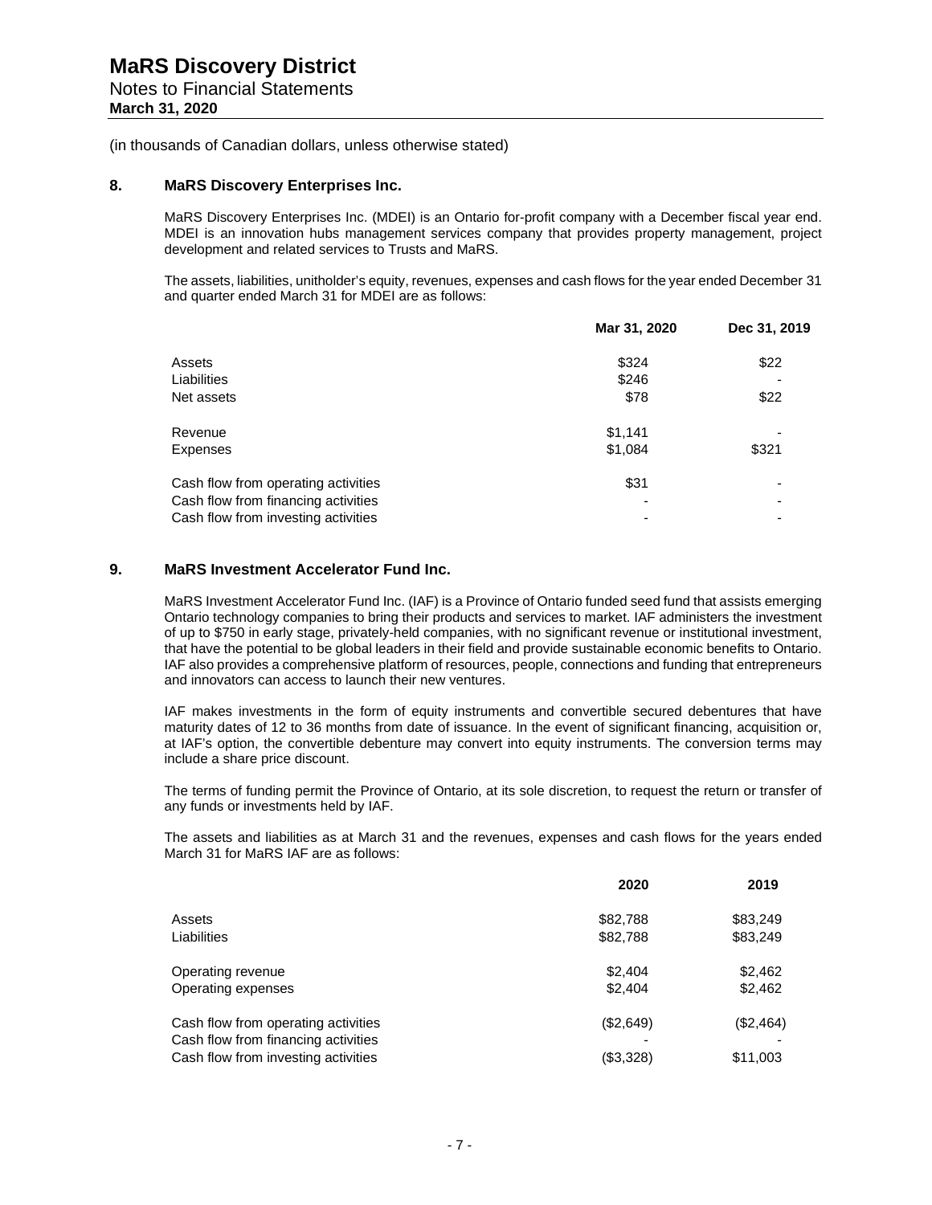(in thousands of Canadian dollars, unless otherwise stated)

## 8. MaRS Discovery Enterprises Inc.

MaRS Discovery Enterprises Inc. (MDEI) is an Ontario for-profit company with a December fiscal year end. MDEI is an innovation hubs management services company that provides property management, project development and related services to Trusts and MaRS.

The assets, liabilities, unitholder's equity, revenues, expenses and cash flows for the year ended December 31 and quarter ended March 31 for MDEI are as follows:

| | Mar 31, 2020 | Dec 31, 2019 |
|---|---|---|
| Assets | $324 | $22 |
| Liabilities | $246 | - |
| Net assets | $78 | $22 |
| Revenue | $1,141 | - |
| Expenses | $1,084 | $321 |
| Cash flow from operating activities | $31 | - |
| Cash flow from financing activities | - | - |
| Cash flow from investing activities | - | - |

## 9. MaRS Investment Accelerator Fund Inc.

MaRS Investment Accelerator Fund Inc. (IAF) is a Province of Ontario funded seed fund that assists emerging Ontario technology companies to bring their products and services to market. IAF administers the investment of up to $750 in early stage, privately-held companies, with no significant revenue or institutional investment, that have the potential to be global leaders in their field and provide sustainable economic benefits to Ontario. IAF also provides a comprehensive platform of resources, people, connections and funding that entrepreneurs and innovators can access to launch their new ventures.

IAF makes investments in the form of equity instruments and convertible secured debentures that have maturity dates of 12 to 36 months from date of issuance. In the event of significant financing, acquisition or, at IAF's option, the convertible debenture may convert into equity instruments. The conversion terms may include a share price discount.

The terms of funding permit the Province of Ontario, at its sole discretion, to request the return or transfer of any funds or investments held by IAF.

The assets and liabilities as at March 31 and the revenues, expenses and cash flows for the years ended March 31 for MaRS IAF are as follows:

| | 2020 | 2019 |
|---|---|---|
| Assets | $82,788 | $83,249 |
| Liabilities | $82,788 | $83,249 |
| Operating revenue | $2,404 | $2,462 |
| Operating expenses | $2,404 | $2,462 |
| Cash flow from operating activities | ($2,649) | ($2,464) |
| Cash flow from financing activities | - | - |
| Cash flow from investing activities | ($3,328) | $11,003 |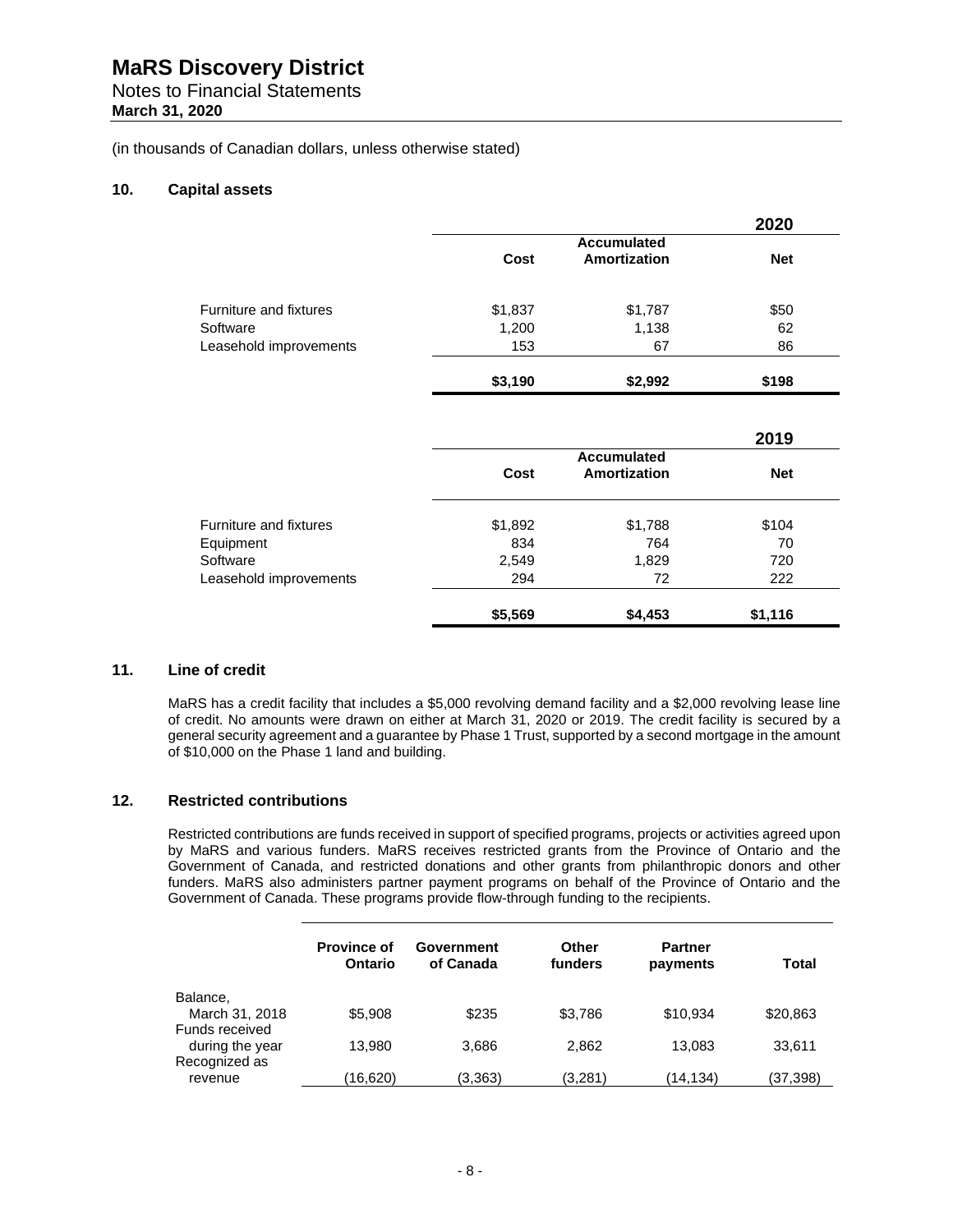# MaRS Discovery District

Notes to Financial Statements

**March 31, 2020**

(in thousands of Canadian dollars, unless otherwise stated)

## 10. Capital assets

| | | | **2020** |
|---|---|---|---|
| | **Cost** | **Accumulated Amortization** | **Net** |
| Furniture and fixtures | $1,837 | $1,787 | $50 |
| Software | 1,200 | 1,138 | 62 |
| Leasehold improvements | 153 | 67 | 86 |
| | **$3,190** | **$2,992** | **$198** |

| | | | **2019** |
|---|---|---|---|
| | **Cost** | **Accumulated Amortization** | **Net** |
| Furniture and fixtures | $1,892 | $1,788 | $104 |
| Equipment | 834 | 764 | 70 |
| Software | 2,549 | 1,829 | 720 |
| Leasehold improvements | 294 | 72 | 222 |
| | **$5,569** | **$4,453** | **$1,116** |

## 11. Line of credit

MaRS has a credit facility that includes a $5,000 revolving demand facility and a $2,000 revolving lease line of credit. No amounts were drawn on either at March 31, 2020 or 2019. The credit facility is secured by a general security agreement and a guarantee by Phase 1 Trust, supported by a second mortgage in the amount of $10,000 on the Phase 1 land and building.

## 12. Restricted contributions

Restricted contributions are funds received in support of specified programs, projects or activities agreed upon by MaRS and various funders. MaRS receives restricted grants from the Province of Ontario and the Government of Canada, and restricted donations and other grants from philanthropic donors and other funders. MaRS also administers partner payment programs on behalf of the Province of Ontario and the Government of Canada. These programs provide flow-through funding to the recipients.

| | **Province of Ontario** | **Government of Canada** | **Other funders** | **Partner payments** | **Total** |
|---|---|---|---|---|---|
| Balance, March 31, 2018 | $5,908 | $235 | $3,786 | $10,934 | $20,863 |
| Funds received during the year | 13,980 | 3,686 | 2,862 | 13,083 | 33,611 |
| Recognized as revenue | (16,620) | (3,363) | (3,281) | (14,134) | (37,398) |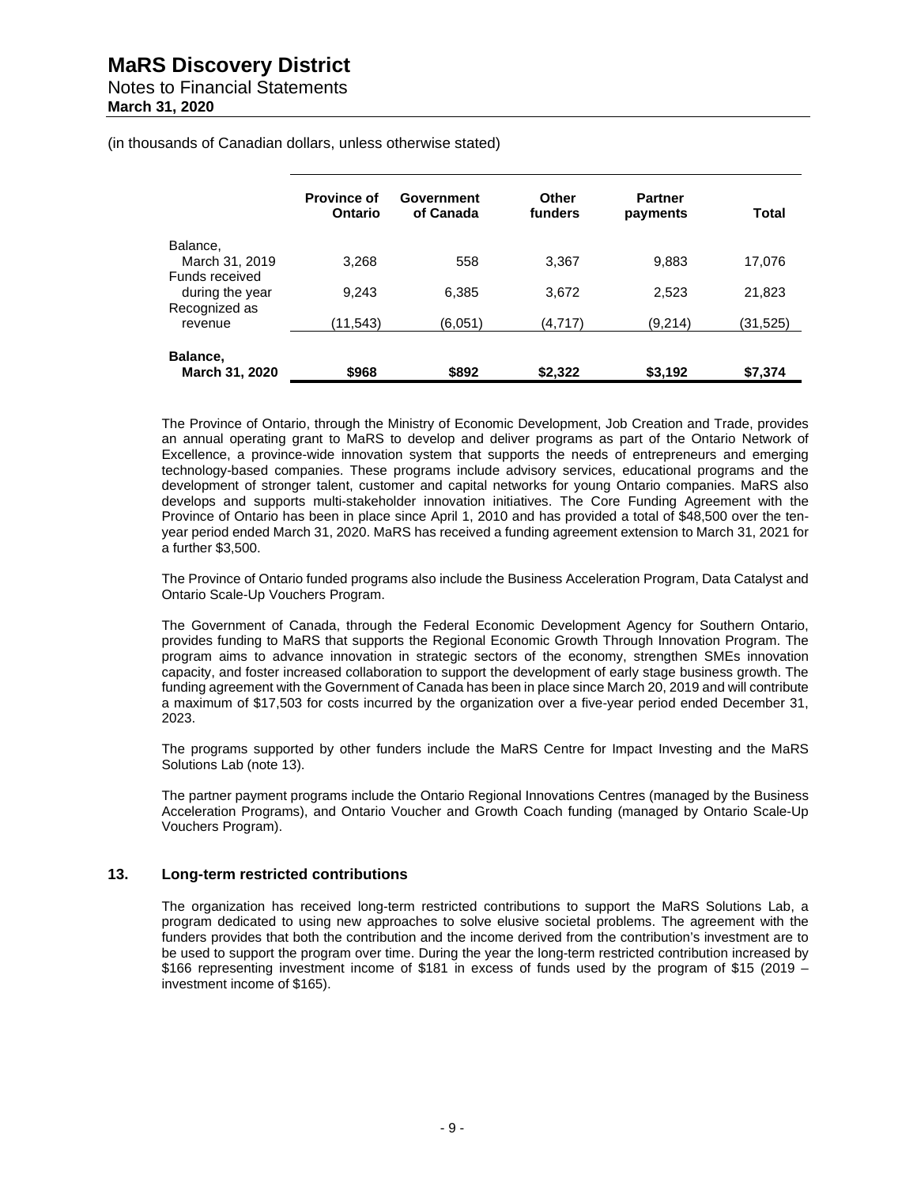# MaRS Discovery District

Notes to Financial Statements

**March 31, 2020**

(in thousands of Canadian dollars, unless otherwise stated)

| | **Province of Ontario** | **Government of Canada** | **Other funders** | **Partner payments** | **Total** |
|---|---|---|---|---|---|
| Balance, March 31, 2019 | 3,268 | 558 | 3,367 | 9,883 | 17,076 |
| Funds received during the year | 9,243 | 6,385 | 3,672 | 2,523 | 21,823 |
| Recognized as revenue | (11,543) | (6,051) | (4,717) | (9,214) | (31,525) |
| **Balance, March 31, 2020** | **$968** | **$892** | **$2,322** | **$3,192** | **$7,374** |

The Province of Ontario, through the Ministry of Economic Development, Job Creation and Trade, provides an annual operating grant to MaRS to develop and deliver programs as part of the Ontario Network of Excellence, a province-wide innovation system that supports the needs of entrepreneurs and emerging technology-based companies. These programs include advisory services, educational programs and the development of stronger talent, customer and capital networks for young Ontario companies. MaRS also develops and supports multi-stakeholder innovation initiatives. The Core Funding Agreement with the Province of Ontario has been in place since April 1, 2010 and has provided a total of $48,500 over the ten-year period ended March 31, 2020. MaRS has received a funding agreement extension to March 31, 2021 for a further $3,500.

The Province of Ontario funded programs also include the Business Acceleration Program, Data Catalyst and Ontario Scale-Up Vouchers Program.

The Government of Canada, through the Federal Economic Development Agency for Southern Ontario, provides funding to MaRS that supports the Regional Economic Growth Through Innovation Program. The program aims to advance innovation in strategic sectors of the economy, strengthen SMEs innovation capacity, and foster increased collaboration to support the development of early stage business growth. The funding agreement with the Government of Canada has been in place since March 20, 2019 and will contribute a maximum of $17,503 for costs incurred by the organization over a five-year period ended December 31, 2023.

The programs supported by other funders include the MaRS Centre for Impact Investing and the MaRS Solutions Lab (note 13).

The partner payment programs include the Ontario Regional Innovations Centres (managed by the Business Acceleration Programs), and Ontario Voucher and Growth Coach funding (managed by Ontario Scale-Up Vouchers Program).

## 13. Long-term restricted contributions

The organization has received long-term restricted contributions to support the MaRS Solutions Lab, a program dedicated to using new approaches to solve elusive societal problems. The agreement with the funders provides that both the contribution and the income derived from the contribution's investment are to be used to support the program over time. During the year the long-term restricted contribution increased by $166 representing investment income of $181 in excess of funds used by the program of $15 (2019 – investment income of $165).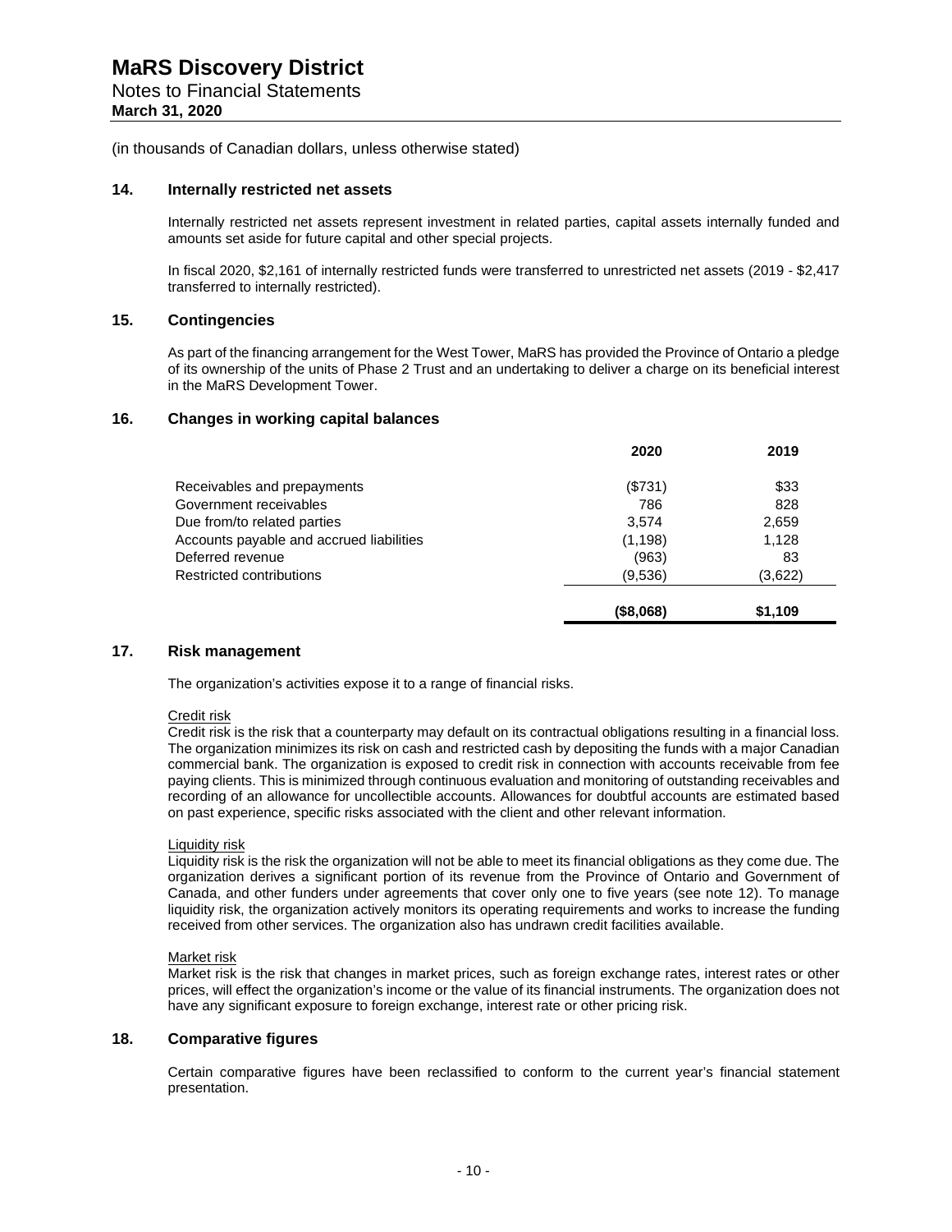# MaRS Discovery District

Notes to Financial Statements

**March 31, 2020**

(in thousands of Canadian dollars, unless otherwise stated)

## 14. Internally restricted net assets

Internally restricted net assets represent investment in related parties, capital assets internally funded and amounts set aside for future capital and other special projects.

In fiscal 2020, $2,161 of internally restricted funds were transferred to unrestricted net assets (2019 - $2,417 transferred to internally restricted).

## 15. Contingencies

As part of the financing arrangement for the West Tower, MaRS has provided the Province of Ontario a pledge of its ownership of the units of Phase 2 Trust and an undertaking to deliver a charge on its beneficial interest in the MaRS Development Tower.

## 16. Changes in working capital balances

| | 2020 | 2019 |
|---|---|---|
| Receivables and prepayments | ($731) | $33 |
| Government receivables | 786 | 828 |
| Due from/to related parties | 3,574 | 2,659 |
| Accounts payable and accrued liabilities | (1,198) | 1,128 |
| Deferred revenue | (963) | 83 |
| Restricted contributions | (9,536) | (3,622) |
| | **($8,068)** | **$1,109** |

## 17. Risk management

The organization's activities expose it to a range of financial risks.

Credit risk

Credit risk is the risk that a counterparty may default on its contractual obligations resulting in a financial loss. The organization minimizes its risk on cash and restricted cash by depositing the funds with a major Canadian commercial bank. The organization is exposed to credit risk in connection with accounts receivable from fee paying clients. This is minimized through continuous evaluation and monitoring of outstanding receivables and recording of an allowance for uncollectible accounts. Allowances for doubtful accounts are estimated based on past experience, specific risks associated with the client and other relevant information.

Liquidity risk

Liquidity risk is the risk the organization will not be able to meet its financial obligations as they come due. The organization derives a significant portion of its revenue from the Province of Ontario and Government of Canada, and other funders under agreements that cover only one to five years (see note 12). To manage liquidity risk, the organization actively monitors its operating requirements and works to increase the funding received from other services. The organization also has undrawn credit facilities available.

Market risk

Market risk is the risk that changes in market prices, such as foreign exchange rates, interest rates or other prices, will effect the organization's income or the value of its financial instruments. The organization does not have any significant exposure to foreign exchange, interest rate or other pricing risk.

## 18. Comparative figures

Certain comparative figures have been reclassified to conform to the current year's financial statement presentation.